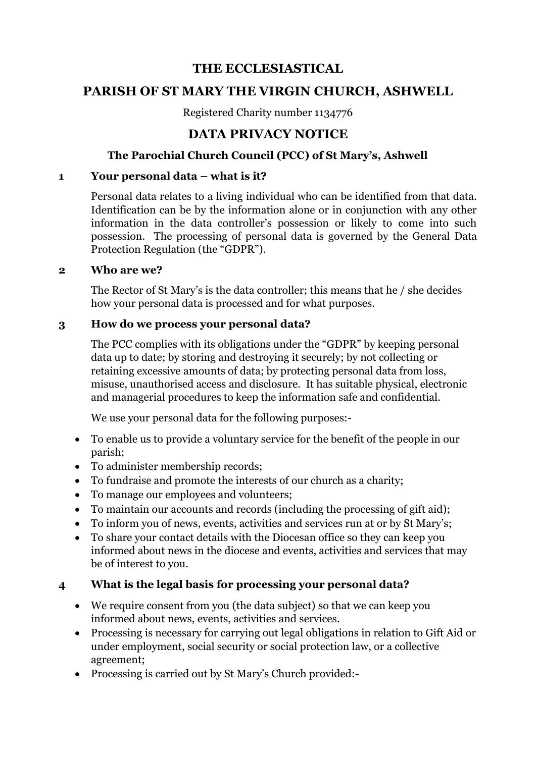# THE ECCLESIASTICAL

# PARISH OF ST MARY THE VIRGIN CHURCH, ASHWELL

Registered Charity number 1134776

## DATA PRIVACY NOTICE

### The Parochial Church Council (PCC) of St Mary's, Ashwell

### 1 Your personal data – what is it?

Personal data relates to a living individual who can be identified from that data. Identification can be by the information alone or in conjunction with any other information in the data controller's possession or likely to come into such possession. The processing of personal data is governed by the General Data Protection Regulation (the "GDPR").

### 2 Who are we?

The Rector of St Mary's is the data controller; this means that he / she decides how your personal data is processed and for what purposes.

### 3 How do we process your personal data?

The PCC complies with its obligations under the "GDPR" by keeping personal data up to date; by storing and destroying it securely; by not collecting or retaining excessive amounts of data; by protecting personal data from loss, misuse, unauthorised access and disclosure. It has suitable physical, electronic and managerial procedures to keep the information safe and confidential.

We use your personal data for the following purposes:-

- To enable us to provide a voluntary service for the benefit of the people in our parish;
- To administer membership records;
- To fundraise and promote the interests of our church as a charity;
- To manage our employees and volunteers;
- To maintain our accounts and records (including the processing of gift aid);
- To inform you of news, events, activities and services run at or by St Mary's;
- To share your contact details with the Diocesan office so they can keep you informed about news in the diocese and events, activities and services that may be of interest to you.

### 4 What is the legal basis for processing your personal data?

- We require consent from you (the data subject) so that we can keep you informed about news, events, activities and services.
- Processing is necessary for carrying out legal obligations in relation to Gift Aid or under employment, social security or social protection law, or a collective agreement;
- Processing is carried out by St Mary's Church provided:-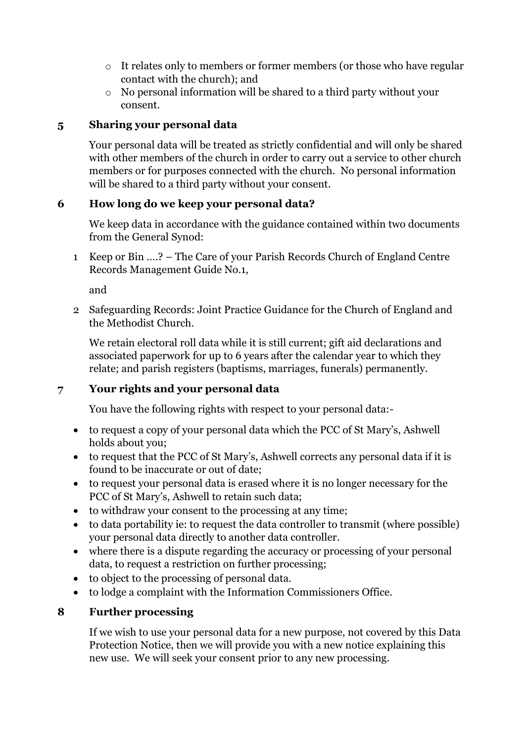- It relates only to members or former members (or those who have regular contact with the church); and
- No personal information will be shared to a third party without your consent.

## 5 Sharing your personal data

Your personal data will be treated as strictly confidential and will only be shared with other members of the church in order to carry out a service to other church members or for purposes connected with the church. No personal information will be shared to a third party without your consent.

## 6 How long do we keep your personal data?

We keep data in accordance with the guidance contained within two documents from the General Synod:

1. Keep or Bin ….? – The Care of your Parish Records Church of England Centre Records Management Guide No.1,

   and

2. Safeguarding Records: Joint Practice Guidance for the Church of England and the Methodist Church.

We retain electoral roll data while it is still current; gift aid declarations and associated paperwork for up to 6 years after the calendar year to which they relate; and parish registers (baptisms, marriages, funerals) permanently.

## 7 Your rights and your personal data

You have the following rights with respect to your personal data:-

- to request a copy of your personal data which the PCC of St Mary's, Ashwell holds about you;
- to request that the PCC of St Mary's, Ashwell corrects any personal data if it is found to be inaccurate or out of date;
- to request your personal data is erased where it is no longer necessary for the PCC of St Mary's, Ashwell to retain such data;
- to withdraw your consent to the processing at any time;
- to data portability ie: to request the data controller to transmit (where possible) your personal data directly to another data controller.
- where there is a dispute regarding the accuracy or processing of your personal data, to request a restriction on further processing;
- to object to the processing of personal data.
- to lodge a complaint with the Information Commissioners Office.

## 8 Further processing

If we wish to use your personal data for a new purpose, not covered by this Data Protection Notice, then we will provide you with a new notice explaining this new use. We will seek your consent prior to any new processing.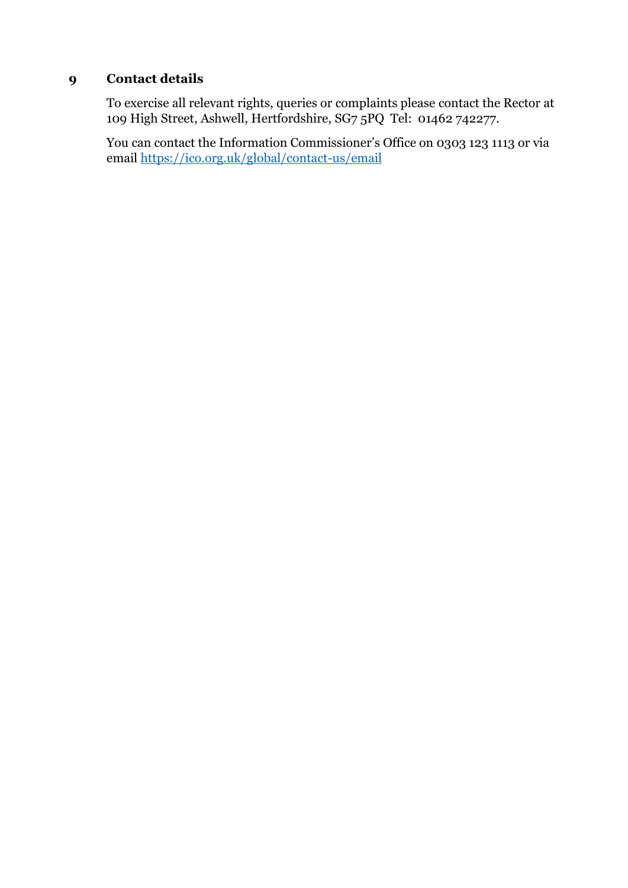## 9 Contact details

To exercise all relevant rights, queries or complaints please contact the Rector at 109 High Street, Ashwell, Hertfordshire, SG7 5PQ Tel: 01462 742277.

You can contact the Information Commissioner's Office on 0303 123 1113 or via email https://ico.org.uk/global/contact-us/email